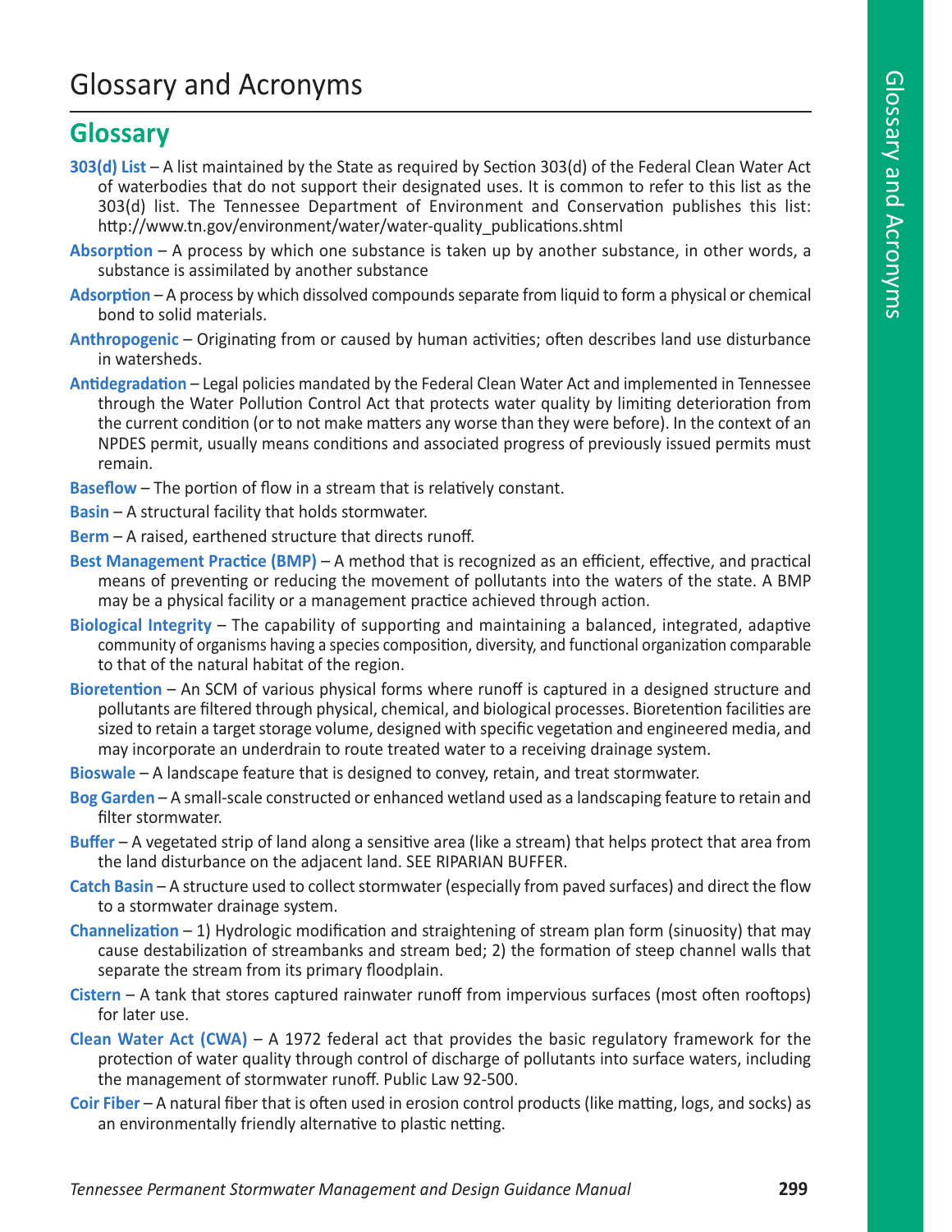# Glossary and Acronyms

## Glossary

**303(d) List** – A list maintained by the State as required by Section 303(d) of the Federal Clean Water Act of waterbodies that do not support their designated uses. It is common to refer to this list as the 303(d) list. The Tennessee Department of Environment and Conservation publishes this list: http://www.tn.gov/environment/water/water-quality_publications.shtml

**Absorption** – A process by which one substance is taken up by another substance, in other words, a substance is assimilated by another substance

**Adsorption** – A process by which dissolved compounds separate from liquid to form a physical or chemical bond to solid materials.

**Anthropogenic** – Originating from or caused by human activities; often describes land use disturbance in watersheds.

**Antidegradation** – Legal policies mandated by the Federal Clean Water Act and implemented in Tennessee through the Water Pollution Control Act that protects water quality by limiting deterioration from the current condition (or to not make matters any worse than they were before). In the context of an NPDES permit, usually means conditions and associated progress of previously issued permits must remain.

**Baseflow** – The portion of flow in a stream that is relatively constant.

**Basin** – A structural facility that holds stormwater.

**Berm** – A raised, earthened structure that directs runoff.

**Best Management Practice (BMP)** – A method that is recognized as an efficient, effective, and practical means of preventing or reducing the movement of pollutants into the waters of the state. A BMP may be a physical facility or a management practice achieved through action.

**Biological Integrity** – The capability of supporting and maintaining a balanced, integrated, adaptive community of organisms having a species composition, diversity, and functional organization comparable to that of the natural habitat of the region.

**Bioretention** – An SCM of various physical forms where runoff is captured in a designed structure and pollutants are filtered through physical, chemical, and biological processes. Bioretention facilities are sized to retain a target storage volume, designed with specific vegetation and engineered media, and may incorporate an underdrain to route treated water to a receiving drainage system.

**Bioswale** – A landscape feature that is designed to convey, retain, and treat stormwater.

**Bog Garden** – A small-scale constructed or enhanced wetland used as a landscaping feature to retain and filter stormwater.

**Buffer** – A vegetated strip of land along a sensitive area (like a stream) that helps protect that area from the land disturbance on the adjacent land. SEE RIPARIAN BUFFER.

**Catch Basin** – A structure used to collect stormwater (especially from paved surfaces) and direct the flow to a stormwater drainage system.

**Channelization** – 1) Hydrologic modification and straightening of stream plan form (sinuosity) that may cause destabilization of streambanks and stream bed; 2) the formation of steep channel walls that separate the stream from its primary floodplain.

**Cistern** – A tank that stores captured rainwater runoff from impervious surfaces (most often rooftops) for later use.

**Clean Water Act (CWA)** – A 1972 federal act that provides the basic regulatory framework for the protection of water quality through control of discharge of pollutants into surface waters, including the management of stormwater runoff. Public Law 92-500.

**Coir Fiber** – A natural fiber that is often used in erosion control products (like matting, logs, and socks) as an environmentally friendly alternative to plastic netting.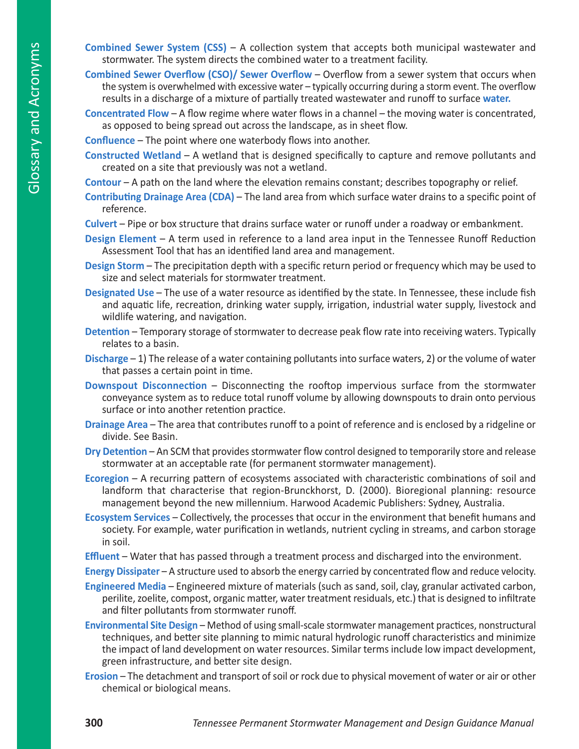**Combined Sewer System (CSS)** – A collection system that accepts both municipal wastewater and stormwater. The system directs the combined water to a treatment facility.

**Combined Sewer Overflow (CSO)/ Sewer Overflow** – Overflow from a sewer system that occurs when the system is overwhelmed with excessive water – typically occurring during a storm event. The overflow results in a discharge of a mixture of partially treated wastewater and runoff to surface **water.**

**Concentrated Flow** – A flow regime where water flows in a channel – the moving water is concentrated, as opposed to being spread out across the landscape, as in sheet flow.

**Confluence** – The point where one waterbody flows into another.

**Constructed Wetland** – A wetland that is designed specifically to capture and remove pollutants and created on a site that previously was not a wetland.

**Contour** – A path on the land where the elevation remains constant; describes topography or relief.

**Contributing Drainage Area (CDA)** – The land area from which surface water drains to a specific point of reference.

**Culvert** – Pipe or box structure that drains surface water or runoff under a roadway or embankment.

**Design Element** – A term used in reference to a land area input in the Tennessee Runoff Reduction Assessment Tool that has an identified land area and management.

**Design Storm** – The precipitation depth with a specific return period or frequency which may be used to size and select materials for stormwater treatment.

**Designated Use** – The use of a water resource as identified by the state. In Tennessee, these include fish and aquatic life, recreation, drinking water supply, irrigation, industrial water supply, livestock and wildlife watering, and navigation.

**Detention** – Temporary storage of stormwater to decrease peak flow rate into receiving waters. Typically relates to a basin.

**Discharge** – 1) The release of a water containing pollutants into surface waters, 2) or the volume of water that passes a certain point in time.

**Downspout Disconnection** – Disconnecting the rooftop impervious surface from the stormwater conveyance system as to reduce total runoff volume by allowing downspouts to drain onto pervious surface or into another retention practice.

**Drainage Area** – The area that contributes runoff to a point of reference and is enclosed by a ridgeline or divide. See Basin.

**Dry Detention** – An SCM that provides stormwater flow control designed to temporarily store and release stormwater at an acceptable rate (for permanent stormwater management).

**Ecoregion** – A recurring pattern of ecosystems associated with characteristic combinations of soil and landform that characterise that region-Brunckhorst, D. (2000). Bioregional planning: resource management beyond the new millennium. Harwood Academic Publishers: Sydney, Australia.

**Ecosystem Services** – Collectively, the processes that occur in the environment that benefit humans and society. For example, water purification in wetlands, nutrient cycling in streams, and carbon storage in soil.

**Effluent** – Water that has passed through a treatment process and discharged into the environment.

**Energy Dissipater** – A structure used to absorb the energy carried by concentrated flow and reduce velocity.

**Engineered Media** – Engineered mixture of materials (such as sand, soil, clay, granular activated carbon, perilite, zoelite, compost, organic matter, water treatment residuals, etc.) that is designed to infiltrate and filter pollutants from stormwater runoff.

**Environmental Site Design** – Method of using small-scale stormwater management practices, nonstructural techniques, and better site planning to mimic natural hydrologic runoff characteristics and minimize the impact of land development on water resources. Similar terms include low impact development, green infrastructure, and better site design.

**Erosion** – The detachment and transport of soil or rock due to physical movement of water or air or other chemical or biological means.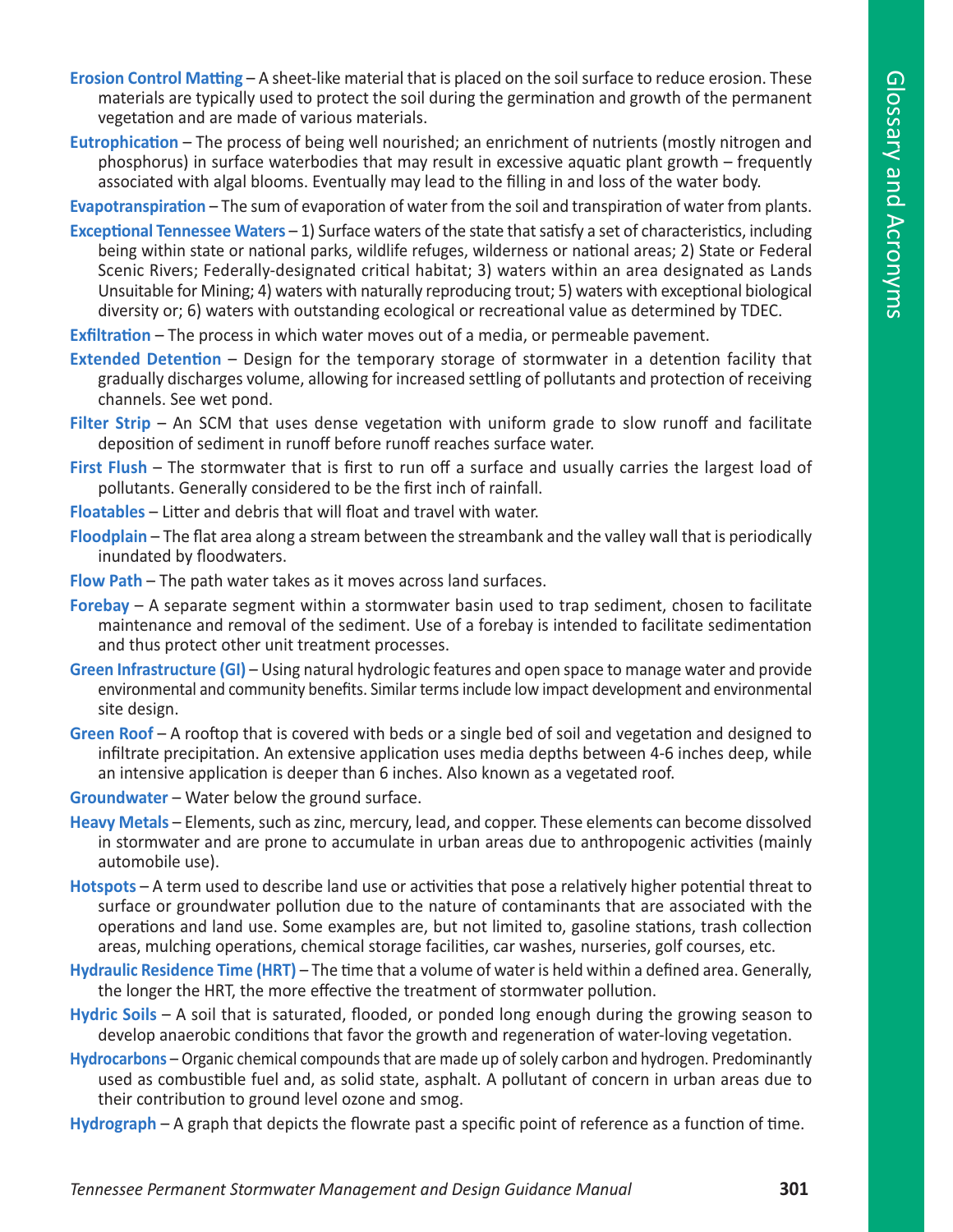**Erosion Control Matting** – A sheet-like material that is placed on the soil surface to reduce erosion. These materials are typically used to protect the soil during the germination and growth of the permanent vegetation and are made of various materials.

**Eutrophication** – The process of being well nourished; an enrichment of nutrients (mostly nitrogen and phosphorus) in surface waterbodies that may result in excessive aquatic plant growth – frequently associated with algal blooms. Eventually may lead to the filling in and loss of the water body.

**Evapotranspiration** – The sum of evaporation of water from the soil and transpiration of water from plants.

**Exceptional Tennessee Waters** – 1) Surface waters of the state that satisfy a set of characteristics, including being within state or national parks, wildlife refuges, wilderness or national areas; 2) State or Federal Scenic Rivers; Federally-designated critical habitat; 3) waters within an area designated as Lands Unsuitable for Mining; 4) waters with naturally reproducing trout; 5) waters with exceptional biological diversity or; 6) waters with outstanding ecological or recreational value as determined by TDEC.

**Exfiltration** – The process in which water moves out of a media, or permeable pavement.

**Extended Detention** – Design for the temporary storage of stormwater in a detention facility that gradually discharges volume, allowing for increased settling of pollutants and protection of receiving channels. See wet pond.

**Filter Strip** – An SCM that uses dense vegetation with uniform grade to slow runoff and facilitate deposition of sediment in runoff before runoff reaches surface water.

**First Flush** – The stormwater that is first to run off a surface and usually carries the largest load of pollutants. Generally considered to be the first inch of rainfall.

**Floatables** – Litter and debris that will float and travel with water.

**Floodplain** – The flat area along a stream between the streambank and the valley wall that is periodically inundated by floodwaters.

**Flow Path** – The path water takes as it moves across land surfaces.

**Forebay** – A separate segment within a stormwater basin used to trap sediment, chosen to facilitate maintenance and removal of the sediment. Use of a forebay is intended to facilitate sedimentation and thus protect other unit treatment processes.

**Green Infrastructure (GI)** – Using natural hydrologic features and open space to manage water and provide environmental and community benefits. Similar terms include low impact development and environmental site design.

**Green Roof** – A rooftop that is covered with beds or a single bed of soil and vegetation and designed to infiltrate precipitation. An extensive application uses media depths between 4-6 inches deep, while an intensive application is deeper than 6 inches. Also known as a vegetated roof.

**Groundwater** – Water below the ground surface.

**Heavy Metals** – Elements, such as zinc, mercury, lead, and copper. These elements can become dissolved in stormwater and are prone to accumulate in urban areas due to anthropogenic activities (mainly automobile use).

**Hotspots** – A term used to describe land use or activities that pose a relatively higher potential threat to surface or groundwater pollution due to the nature of contaminants that are associated with the operations and land use. Some examples are, but not limited to, gasoline stations, trash collection areas, mulching operations, chemical storage facilities, car washes, nurseries, golf courses, etc.

**Hydraulic Residence Time (HRT)** – The time that a volume of water is held within a defined area. Generally, the longer the HRT, the more effective the treatment of stormwater pollution.

**Hydric Soils** – A soil that is saturated, flooded, or ponded long enough during the growing season to develop anaerobic conditions that favor the growth and regeneration of water-loving vegetation.

**Hydrocarbons** – Organic chemical compounds that are made up of solely carbon and hydrogen. Predominantly used as combustible fuel and, as solid state, asphalt. A pollutant of concern in urban areas due to their contribution to ground level ozone and smog.

**Hydrograph** – A graph that depicts the flowrate past a specific point of reference as a function of time.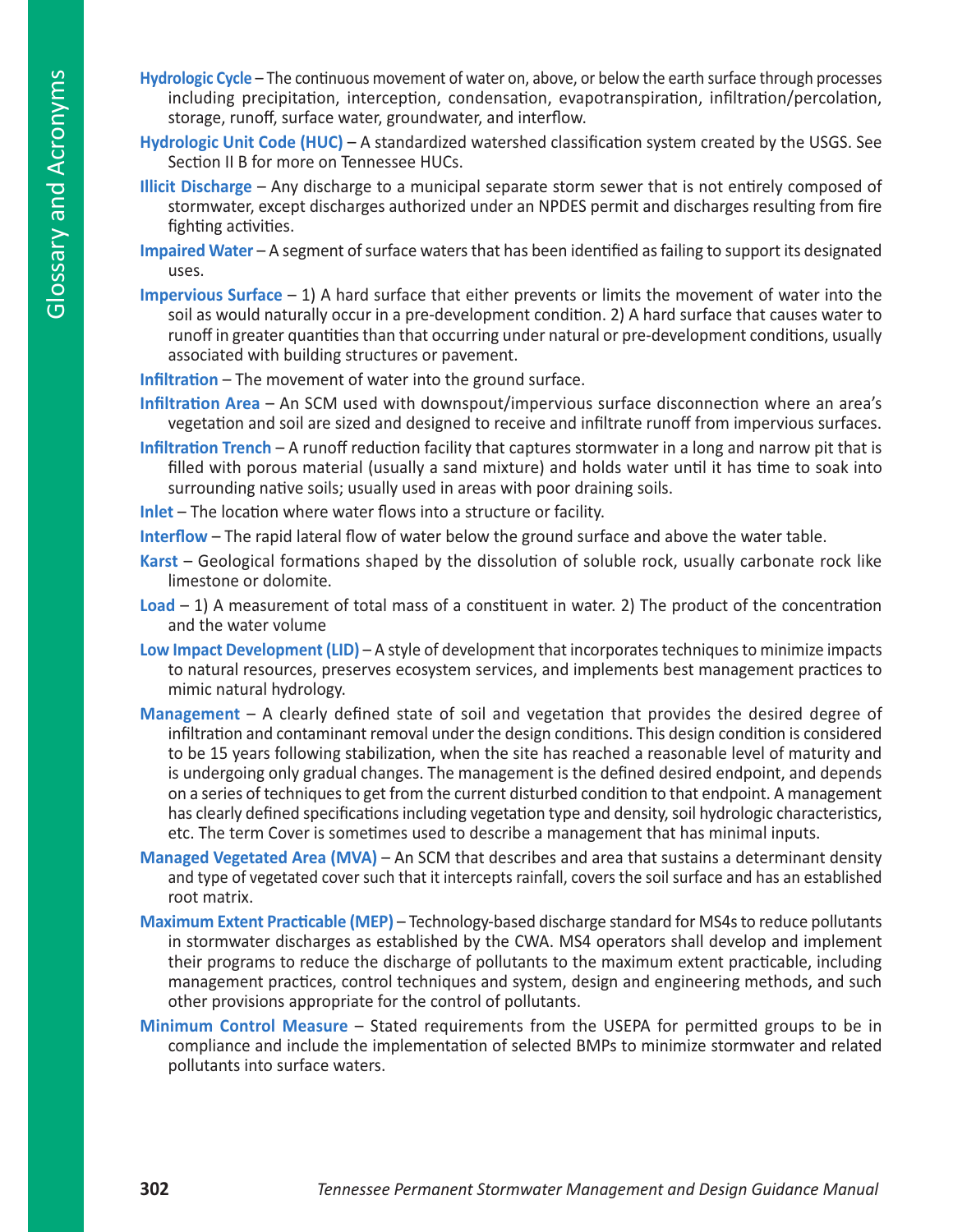**Hydrologic Cycle** – The continuous movement of water on, above, or below the earth surface through processes including precipitation, interception, condensation, evapotranspiration, infiltration/percolation, storage, runoff, surface water, groundwater, and interflow.

**Hydrologic Unit Code (HUC)** – A standardized watershed classification system created by the USGS. See Section II B for more on Tennessee HUCs.

**Illicit Discharge** – Any discharge to a municipal separate storm sewer that is not entirely composed of stormwater, except discharges authorized under an NPDES permit and discharges resulting from fire fighting activities.

**Impaired Water** – A segment of surface waters that has been identified as failing to support its designated uses.

**Impervious Surface** – 1) A hard surface that either prevents or limits the movement of water into the soil as would naturally occur in a pre-development condition. 2) A hard surface that causes water to runoff in greater quantities than that occurring under natural or pre-development conditions, usually associated with building structures or pavement.

**Infiltration** – The movement of water into the ground surface.

**Infiltration Area** – An SCM used with downspout/impervious surface disconnection where an area's vegetation and soil are sized and designed to receive and infiltrate runoff from impervious surfaces.

**Infiltration Trench** – A runoff reduction facility that captures stormwater in a long and narrow pit that is filled with porous material (usually a sand mixture) and holds water until it has time to soak into surrounding native soils; usually used in areas with poor draining soils.

**Inlet** – The location where water flows into a structure or facility.

**Interflow** – The rapid lateral flow of water below the ground surface and above the water table.

**Karst** – Geological formations shaped by the dissolution of soluble rock, usually carbonate rock like limestone or dolomite.

**Load** – 1) A measurement of total mass of a constituent in water. 2) The product of the concentration and the water volume

**Low Impact Development (LID)** – A style of development that incorporates techniques to minimize impacts to natural resources, preserves ecosystem services, and implements best management practices to mimic natural hydrology.

**Management** – A clearly defined state of soil and vegetation that provides the desired degree of infiltration and contaminant removal under the design conditions. This design condition is considered to be 15 years following stabilization, when the site has reached a reasonable level of maturity and is undergoing only gradual changes. The management is the defined desired endpoint, and depends on a series of techniques to get from the current disturbed condition to that endpoint. A management has clearly defined specifications including vegetation type and density, soil hydrologic characteristics, etc. The term Cover is sometimes used to describe a management that has minimal inputs.

**Managed Vegetated Area (MVA)** – An SCM that describes and area that sustains a determinant density and type of vegetated cover such that it intercepts rainfall, covers the soil surface and has an established root matrix.

**Maximum Extent Practicable (MEP)** – Technology-based discharge standard for MS4s to reduce pollutants in stormwater discharges as established by the CWA. MS4 operators shall develop and implement their programs to reduce the discharge of pollutants to the maximum extent practicable, including management practices, control techniques and system, design and engineering methods, and such other provisions appropriate for the control of pollutants.

**Minimum Control Measure** – Stated requirements from the USEPA for permitted groups to be in compliance and include the implementation of selected BMPs to minimize stormwater and related pollutants into surface waters.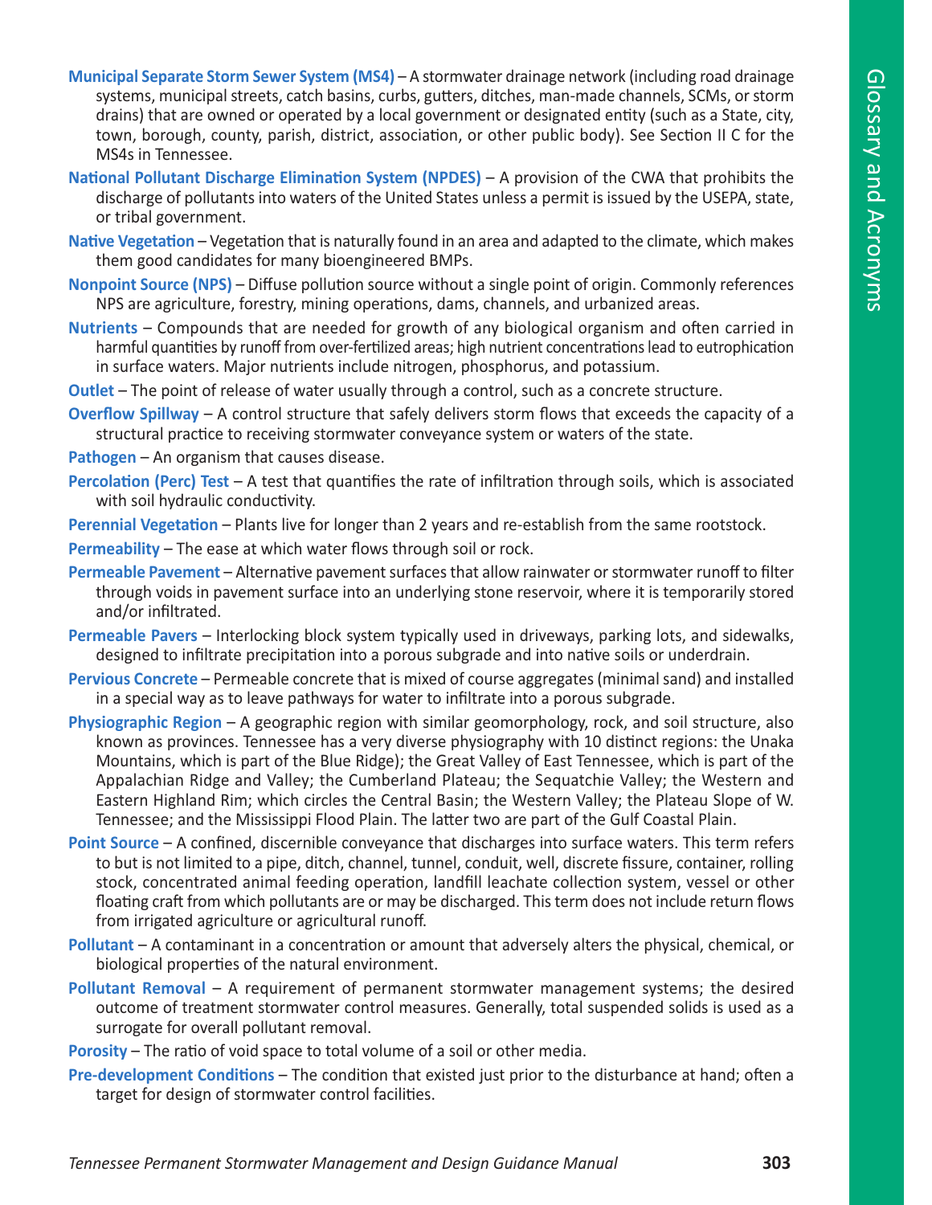**Municipal Separate Storm Sewer System (MS4)** – A stormwater drainage network (including road drainage systems, municipal streets, catch basins, curbs, gutters, ditches, man-made channels, SCMs, or storm drains) that are owned or operated by a local government or designated entity (such as a State, city, town, borough, county, parish, district, association, or other public body). See Section II C for the MS4s in Tennessee.

**National Pollutant Discharge Elimination System (NPDES)** – A provision of the CWA that prohibits the discharge of pollutants into waters of the United States unless a permit is issued by the USEPA, state, or tribal government.

**Native Vegetation** – Vegetation that is naturally found in an area and adapted to the climate, which makes them good candidates for many bioengineered BMPs.

**Nonpoint Source (NPS)** – Diffuse pollution source without a single point of origin. Commonly references NPS are agriculture, forestry, mining operations, dams, channels, and urbanized areas.

**Nutrients** – Compounds that are needed for growth of any biological organism and often carried in harmful quantities by runoff from over-fertilized areas; high nutrient concentrations lead to eutrophication in surface waters. Major nutrients include nitrogen, phosphorus, and potassium.

**Outlet** – The point of release of water usually through a control, such as a concrete structure.

**Overflow Spillway** – A control structure that safely delivers storm flows that exceeds the capacity of a structural practice to receiving stormwater conveyance system or waters of the state.

**Pathogen** – An organism that causes disease.

**Percolation (Perc) Test** – A test that quantifies the rate of infiltration through soils, which is associated with soil hydraulic conductivity.

**Perennial Vegetation** – Plants live for longer than 2 years and re-establish from the same rootstock.

**Permeability** – The ease at which water flows through soil or rock.

**Permeable Pavement** – Alternative pavement surfaces that allow rainwater or stormwater runoff to filter through voids in pavement surface into an underlying stone reservoir, where it is temporarily stored and/or infiltrated.

**Permeable Pavers** – Interlocking block system typically used in driveways, parking lots, and sidewalks, designed to infiltrate precipitation into a porous subgrade and into native soils or underdrain.

**Pervious Concrete** – Permeable concrete that is mixed of course aggregates (minimal sand) and installed in a special way as to leave pathways for water to infiltrate into a porous subgrade.

**Physiographic Region** – A geographic region with similar geomorphology, rock, and soil structure, also known as provinces. Tennessee has a very diverse physiography with 10 distinct regions: the Unaka Mountains, which is part of the Blue Ridge); the Great Valley of East Tennessee, which is part of the Appalachian Ridge and Valley; the Cumberland Plateau; the Sequatchie Valley; the Western and Eastern Highland Rim; which circles the Central Basin; the Western Valley; the Plateau Slope of W. Tennessee; and the Mississippi Flood Plain. The latter two are part of the Gulf Coastal Plain.

**Point Source** – A confined, discernible conveyance that discharges into surface waters. This term refers to but is not limited to a pipe, ditch, channel, tunnel, conduit, well, discrete fissure, container, rolling stock, concentrated animal feeding operation, landfill leachate collection system, vessel or other floating craft from which pollutants are or may be discharged. This term does not include return flows from irrigated agriculture or agricultural runoff.

**Pollutant** – A contaminant in a concentration or amount that adversely alters the physical, chemical, or biological properties of the natural environment.

**Pollutant Removal** – A requirement of permanent stormwater management systems; the desired outcome of treatment stormwater control measures. Generally, total suspended solids is used as a surrogate for overall pollutant removal.

**Porosity** – The ratio of void space to total volume of a soil or other media.

**Pre-development Conditions** – The condition that existed just prior to the disturbance at hand; often a target for design of stormwater control facilities.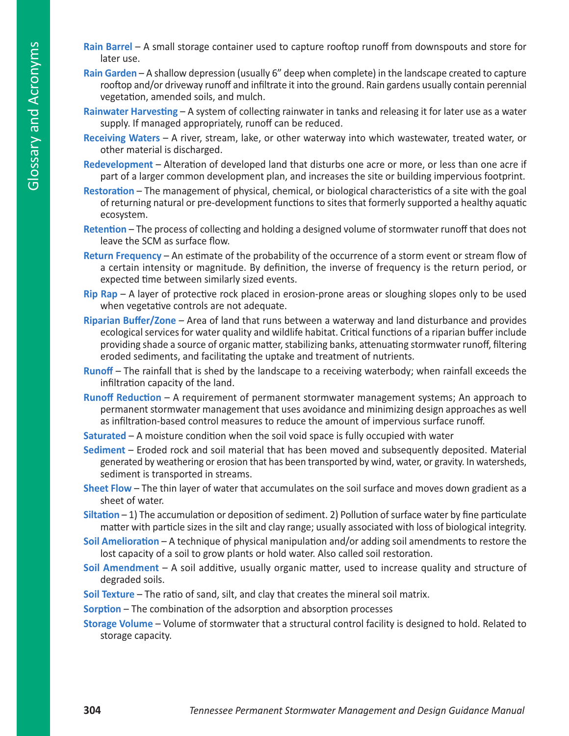**Rain Barrel** – A small storage container used to capture rooftop runoff from downspouts and store for later use.

**Rain Garden** – A shallow depression (usually 6" deep when complete) in the landscape created to capture rooftop and/or driveway runoff and infiltrate it into the ground. Rain gardens usually contain perennial vegetation, amended soils, and mulch.

**Rainwater Harvesting** – A system of collecting rainwater in tanks and releasing it for later use as a water supply. If managed appropriately, runoff can be reduced.

**Receiving Waters** – A river, stream, lake, or other waterway into which wastewater, treated water, or other material is discharged.

**Redevelopment** – Alteration of developed land that disturbs one acre or more, or less than one acre if part of a larger common development plan, and increases the site or building impervious footprint.

**Restoration** – The management of physical, chemical, or biological characteristics of a site with the goal of returning natural or pre-development functions to sites that formerly supported a healthy aquatic ecosystem.

**Retention** – The process of collecting and holding a designed volume of stormwater runoff that does not leave the SCM as surface flow.

**Return Frequency** – An estimate of the probability of the occurrence of a storm event or stream flow of a certain intensity or magnitude. By definition, the inverse of frequency is the return period, or expected time between similarly sized events.

**Rip Rap** – A layer of protective rock placed in erosion-prone areas or sloughing slopes only to be used when vegetative controls are not adequate.

**Riparian Buffer/Zone** – Area of land that runs between a waterway and land disturbance and provides ecological services for water quality and wildlife habitat. Critical functions of a riparian buffer include providing shade a source of organic matter, stabilizing banks, attenuating stormwater runoff, filtering eroded sediments, and facilitating the uptake and treatment of nutrients.

**Runoff** – The rainfall that is shed by the landscape to a receiving waterbody; when rainfall exceeds the infiltration capacity of the land.

**Runoff Reduction** – A requirement of permanent stormwater management systems; An approach to permanent stormwater management that uses avoidance and minimizing design approaches as well as infiltration-based control measures to reduce the amount of impervious surface runoff.

**Saturated** – A moisture condition when the soil void space is fully occupied with water

**Sediment** – Eroded rock and soil material that has been moved and subsequently deposited. Material generated by weathering or erosion that has been transported by wind, water, or gravity. In watersheds, sediment is transported in streams.

**Sheet Flow** – The thin layer of water that accumulates on the soil surface and moves down gradient as a sheet of water.

**Siltation** – 1) The accumulation or deposition of sediment. 2) Pollution of surface water by fine particulate matter with particle sizes in the silt and clay range; usually associated with loss of biological integrity.

**Soil Amelioration** – A technique of physical manipulation and/or adding soil amendments to restore the lost capacity of a soil to grow plants or hold water. Also called soil restoration.

**Soil Amendment** – A soil additive, usually organic matter, used to increase quality and structure of degraded soils.

**Soil Texture** – The ratio of sand, silt, and clay that creates the mineral soil matrix.

**Sorption** – The combination of the adsorption and absorption processes

**Storage Volume** – Volume of stormwater that a structural control facility is designed to hold. Related to storage capacity.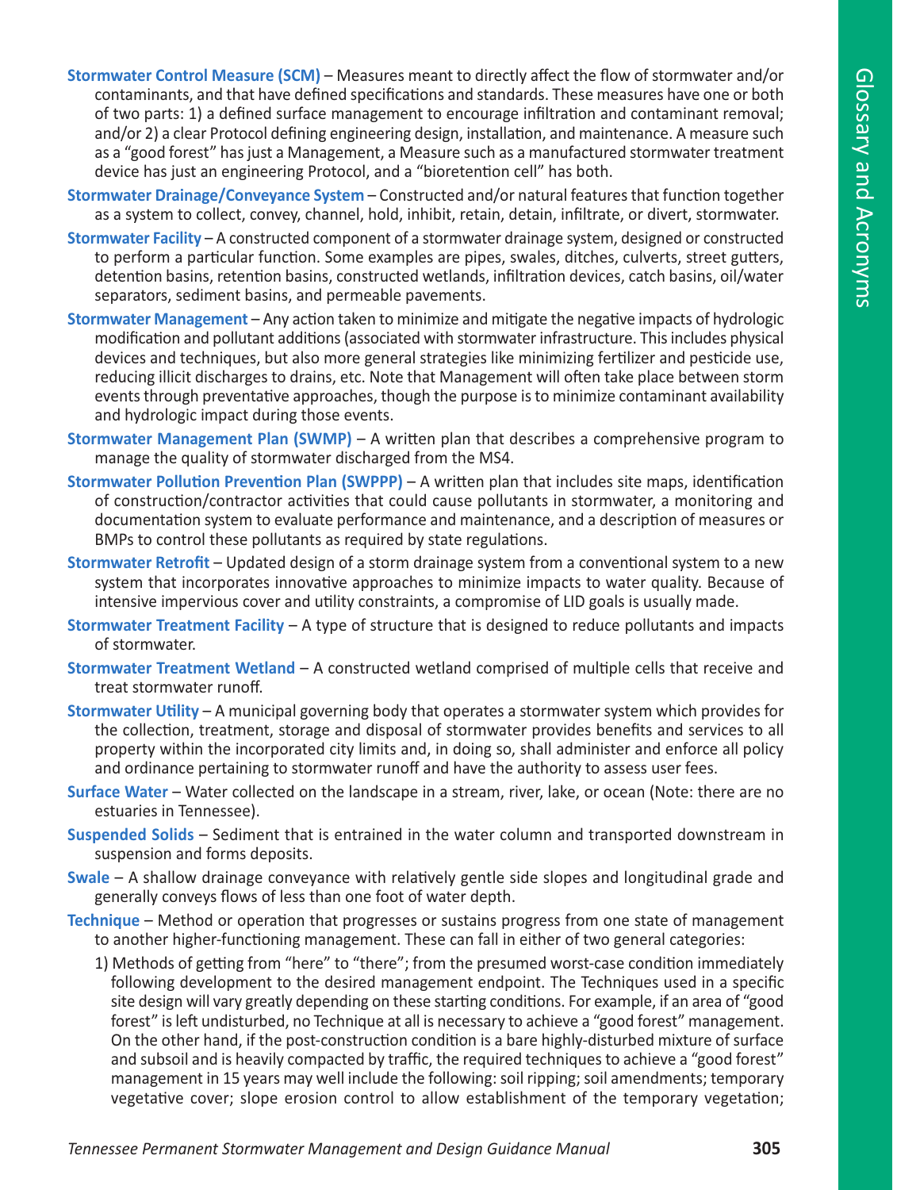**Stormwater Control Measure (SCM)** – Measures meant to directly affect the flow of stormwater and/or contaminants, and that have defined specifications and standards. These measures have one or both of two parts: 1) a defined surface management to encourage infiltration and contaminant removal; and/or 2) a clear Protocol defining engineering design, installation, and maintenance. A measure such as a "good forest" has just a Management, a Measure such as a manufactured stormwater treatment device has just an engineering Protocol, and a "bioretention cell" has both.

**Stormwater Drainage/Conveyance System** – Constructed and/or natural features that function together as a system to collect, convey, channel, hold, inhibit, retain, detain, infiltrate, or divert, stormwater.

**Stormwater Facility** – A constructed component of a stormwater drainage system, designed or constructed to perform a particular function. Some examples are pipes, swales, ditches, culverts, street gutters, detention basins, retention basins, constructed wetlands, infiltration devices, catch basins, oil/water separators, sediment basins, and permeable pavements.

**Stormwater Management** – Any action taken to minimize and mitigate the negative impacts of hydrologic modification and pollutant additions (associated with stormwater infrastructure. This includes physical devices and techniques, but also more general strategies like minimizing fertilizer and pesticide use, reducing illicit discharges to drains, etc. Note that Management will often take place between storm events through preventative approaches, though the purpose is to minimize contaminant availability and hydrologic impact during those events.

**Stormwater Management Plan (SWMP)** – A written plan that describes a comprehensive program to manage the quality of stormwater discharged from the MS4.

**Stormwater Pollution Prevention Plan (SWPPP)** – A written plan that includes site maps, identification of construction/contractor activities that could cause pollutants in stormwater, a monitoring and documentation system to evaluate performance and maintenance, and a description of measures or BMPs to control these pollutants as required by state regulations.

**Stormwater Retrofit** – Updated design of a storm drainage system from a conventional system to a new system that incorporates innovative approaches to minimize impacts to water quality. Because of intensive impervious cover and utility constraints, a compromise of LID goals is usually made.

**Stormwater Treatment Facility** – A type of structure that is designed to reduce pollutants and impacts of stormwater.

**Stormwater Treatment Wetland** – A constructed wetland comprised of multiple cells that receive and treat stormwater runoff.

**Stormwater Utility** – A municipal governing body that operates a stormwater system which provides for the collection, treatment, storage and disposal of stormwater provides benefits and services to all property within the incorporated city limits and, in doing so, shall administer and enforce all policy and ordinance pertaining to stormwater runoff and have the authority to assess user fees.

**Surface Water** – Water collected on the landscape in a stream, river, lake, or ocean (Note: there are no estuaries in Tennessee).

**Suspended Solids** – Sediment that is entrained in the water column and transported downstream in suspension and forms deposits.

**Swale** – A shallow drainage conveyance with relatively gentle side slopes and longitudinal grade and generally conveys flows of less than one foot of water depth.

**Technique** – Method or operation that progresses or sustains progress from one state of management to another higher-functioning management. These can fall in either of two general categories:

1) Methods of getting from "here" to "there"; from the presumed worst-case condition immediately following development to the desired management endpoint. The Techniques used in a specific site design will vary greatly depending on these starting conditions. For example, if an area of "good forest" is left undisturbed, no Technique at all is necessary to achieve a "good forest" management. On the other hand, if the post-construction condition is a bare highly-disturbed mixture of surface and subsoil and is heavily compacted by traffic, the required techniques to achieve a "good forest" management in 15 years may well include the following: soil ripping; soil amendments; temporary vegetative cover; slope erosion control to allow establishment of the temporary vegetation;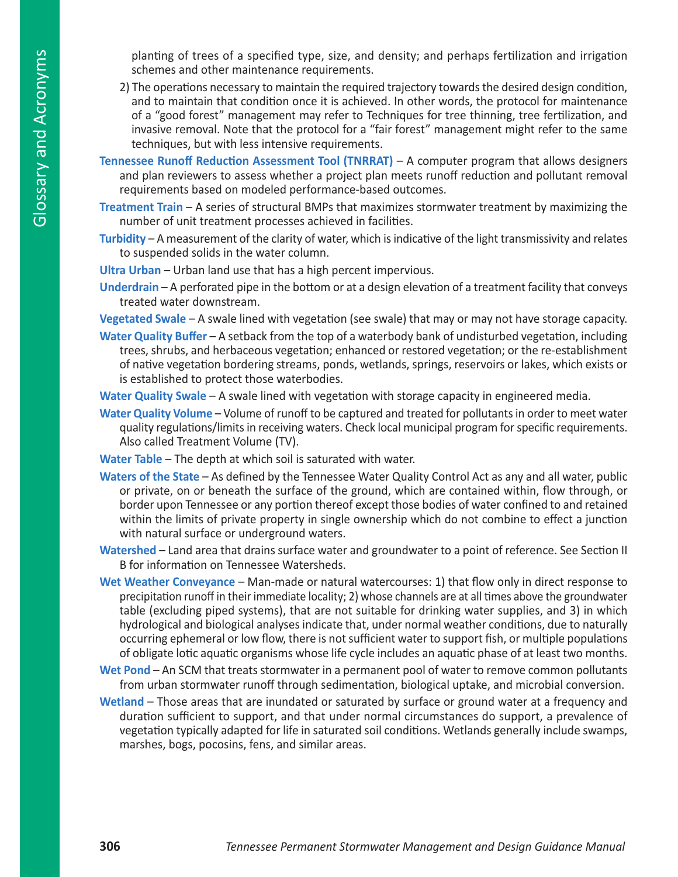planting of trees of a specified type, size, and density; and perhaps fertilization and irrigation schemes and other maintenance requirements.

2) The operations necessary to maintain the required trajectory towards the desired design condition, and to maintain that condition once it is achieved. In other words, the protocol for maintenance of a "good forest" management may refer to Techniques for tree thinning, tree fertilization, and invasive removal. Note that the protocol for a "fair forest" management might refer to the same techniques, but with less intensive requirements.

**Tennessee Runoff Reduction Assessment Tool (TNRRAT)** – A computer program that allows designers and plan reviewers to assess whether a project plan meets runoff reduction and pollutant removal requirements based on modeled performance-based outcomes.

**Treatment Train** – A series of structural BMPs that maximizes stormwater treatment by maximizing the number of unit treatment processes achieved in facilities.

**Turbidity** – A measurement of the clarity of water, which is indicative of the light transmissivity and relates to suspended solids in the water column.

**Ultra Urban** – Urban land use that has a high percent impervious.

**Underdrain** – A perforated pipe in the bottom or at a design elevation of a treatment facility that conveys treated water downstream.

**Vegetated Swale** – A swale lined with vegetation (see swale) that may or may not have storage capacity.

**Water Quality Buffer** – A setback from the top of a waterbody bank of undisturbed vegetation, including trees, shrubs, and herbaceous vegetation; enhanced or restored vegetation; or the re-establishment of native vegetation bordering streams, ponds, wetlands, springs, reservoirs or lakes, which exists or is established to protect those waterbodies.

**Water Quality Swale** – A swale lined with vegetation with storage capacity in engineered media.

**Water Quality Volume** – Volume of runoff to be captured and treated for pollutants in order to meet water quality regulations/limits in receiving waters. Check local municipal program for specific requirements. Also called Treatment Volume (TV).

**Water Table** – The depth at which soil is saturated with water.

**Waters of the State** – As defined by the Tennessee Water Quality Control Act as any and all water, public or private, on or beneath the surface of the ground, which are contained within, flow through, or border upon Tennessee or any portion thereof except those bodies of water confined to and retained within the limits of private property in single ownership which do not combine to effect a junction with natural surface or underground waters.

**Watershed** – Land area that drains surface water and groundwater to a point of reference. See Section II B for information on Tennessee Watersheds.

**Wet Weather Conveyance** – Man-made or natural watercourses: 1) that flow only in direct response to precipitation runoff in their immediate locality; 2) whose channels are at all times above the groundwater table (excluding piped systems), that are not suitable for drinking water supplies, and 3) in which hydrological and biological analyses indicate that, under normal weather conditions, due to naturally occurring ephemeral or low flow, there is not sufficient water to support fish, or multiple populations of obligate lotic aquatic organisms whose life cycle includes an aquatic phase of at least two months.

**Wet Pond** – An SCM that treats stormwater in a permanent pool of water to remove common pollutants from urban stormwater runoff through sedimentation, biological uptake, and microbial conversion.

**Wetland** – Those areas that are inundated or saturated by surface or ground water at a frequency and duration sufficient to support, and that under normal circumstances do support, a prevalence of vegetation typically adapted for life in saturated soil conditions. Wetlands generally include swamps, marshes, bogs, pocosins, fens, and similar areas.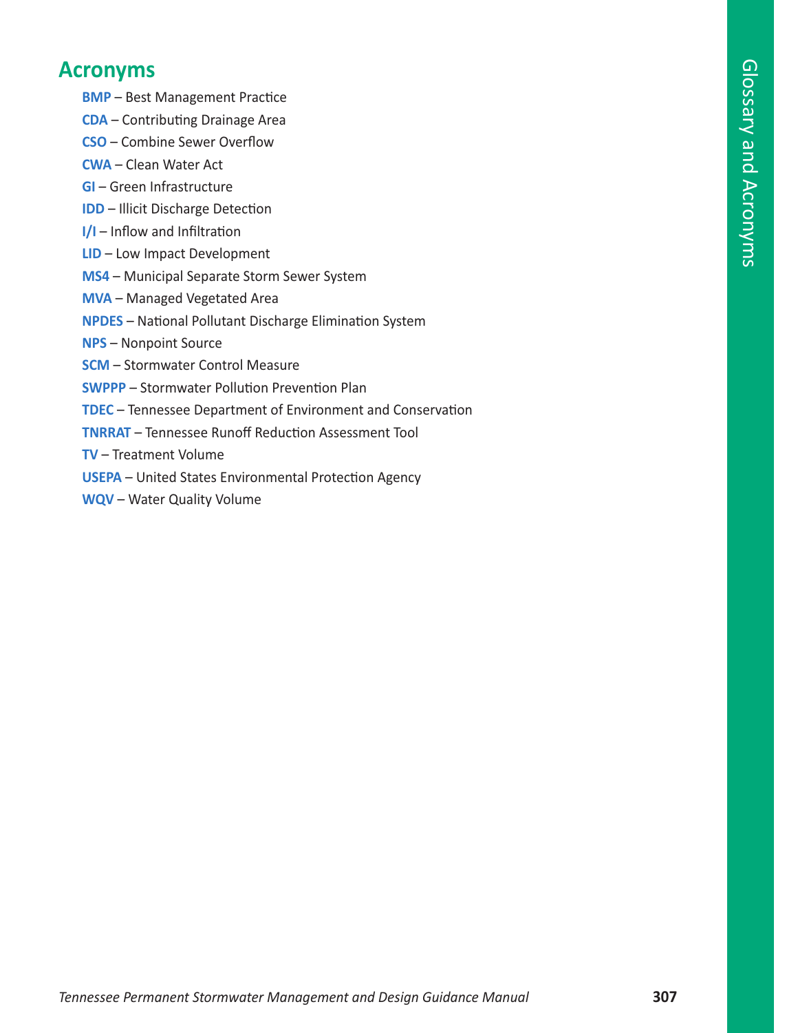## Acronyms

**BMP** – Best Management Practice

**CDA** – Contributing Drainage Area

**CSO** – Combine Sewer Overflow

**CWA** – Clean Water Act

**GI** – Green Infrastructure

**IDD** – Illicit Discharge Detection

**I/I** – Inflow and Infiltration

**LID** – Low Impact Development

**MS4** – Municipal Separate Storm Sewer System

**MVA** – Managed Vegetated Area

**NPDES** – National Pollutant Discharge Elimination System

**NPS** – Nonpoint Source

**SCM** – Stormwater Control Measure

**SWPPP** – Stormwater Pollution Prevention Plan

**TDEC** – Tennessee Department of Environment and Conservation

**TNRRAT** – Tennessee Runoff Reduction Assessment Tool

**TV** – Treatment Volume

**USEPA** – United States Environmental Protection Agency

**WQV** – Water Quality Volume